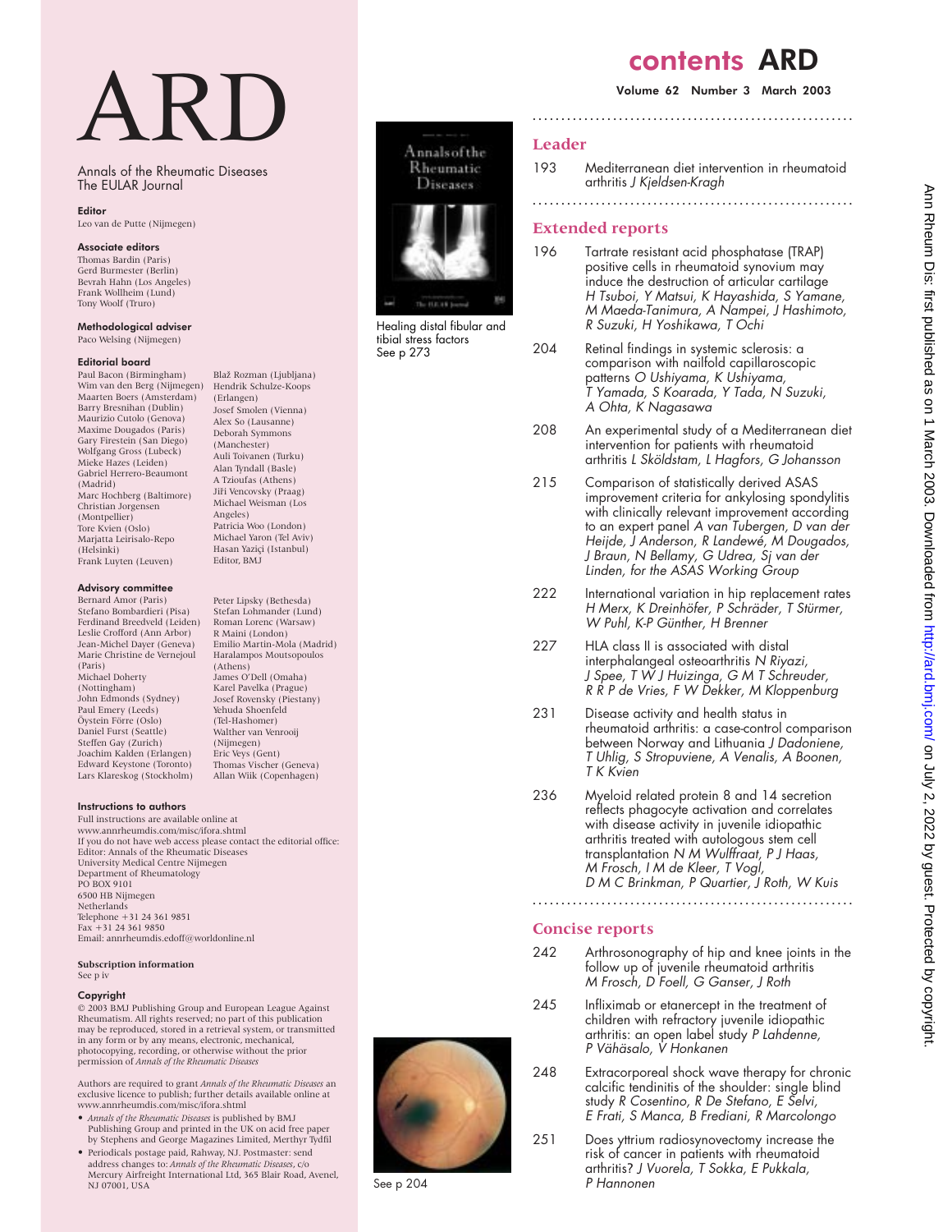# ARD

Annals of the Rheumatic Diseases
The EULAR Journal

**Editor**
Leo van de Putte (Nijmegen)

**Associate editors**
Thomas Bardin (Paris)
Gerd Burmester (Berlin)
Bevrah Hahn (Los Angeles)
Frank Wollheim (Lund)
Tony Woolf (Truro)

**Methodological adviser**
Paco Welsing (Nijmegen)

**Editorial board**
Paul Bacon (Birmingham)
Wim van den Berg (Nijmegen)
Maarten Boers (Amsterdam)
Barry Bresnihan (Dublin)
Maurizio Cutolo (Genova)
Maxime Dougados (Paris)
Gary Firestein (San Diego)
Wolfgang Gross (Lubeck)
Mieke Hazes (Leiden)
Gabriel Herrero-Beaumont (Madrid)
Marc Hochberg (Baltimore)
Christian Jorgensen (Montpellier)
Tore Kvien (Oslo)
Marjatta Leirisalo-Repo (Helsinki)
Frank Luyten (Leuven)
Blaž Rozman (Ljubljana)
Hendrik Schulze-Koops (Erlangen)
Josef Smolen (Vienna)
Alex So (Lausanne)
Deborah Symmons (Manchester)
Auli Toivanen (Turku)
Alan Tyndall (Basle)
A Tzioufas (Athens)
Jiři Vencovsky (Praag)
Michael Weisman (Los Angeles)
Patricia Woo (London)
Michael Yaron (Tel Aviv)
Hasan Yaziçi (Istanbul)
Editor, BMJ

**Advisory committee**
Bernard Amor (Paris)
Stefano Bombardieri (Pisa)
Ferdinand Breedveld (Leiden)
Leslie Crofford (Ann Arbor)
Jean-Michel Dayer (Geneva)
Marie Christine de Vernejoul (Paris)
Michael Doherty (Nottingham)
John Edmonds (Sydney)
Paul Emery (Leeds)
Öystein Förre (Oslo)
Daniel Furst (Seattle)
Steffen Gay (Zurich)
Joachim Kalden (Erlangen)
Edward Keystone (Toronto)
Lars Klareskog (Stockholm)
Peter Lipsky (Bethesda)
Stefan Lohmander (Lund)
Roman Lorenc (Warsaw)
R Maini (London)
Emilio Martin-Mola (Madrid)
Haralampos Moutsopoulos (Athens)
James O'Dell (Omaha)
Karel Pavelka (Prague)
Josef Rovensky (Piestany)
Yehuda Shoenfeld (Tel-Hashomer)
Walther van Venrooij (Nijmegen)
Eric Veys (Gent)
Thomas Vischer (Geneva)
Allan Wiik (Copenhagen)

**Instructions to authors**
Full instructions are available online at www.annrheumdis.com/misc/ifora.shtml
If you do not have web access please contact the editorial office:
Editor: Annals of the Rheumatic Diseases
University Medical Centre Nijmegen
Department of Rheumatology
PO BOX 9101
6500 HB Nijmegen
Netherlands
Telephone +31 24 361 9851
Fax +31 24 361 9850
Email: annrheumdis.edoff@worldonline.nl

**Subscription information**
See p iv

**Copyright**
© 2003 BMJ Publishing Group and European League Against Rheumatism. All rights reserved; no part of this publication may be reproduced, stored in a retrieval system, or transmitted in any form or by any means, electronic, mechanical, photocopying, recording, or otherwise without the prior permission of *Annals of the Rheumatic Diseases*

Authors are required to grant *Annals of the Rheumatic Diseases* an exclusive licence to publish; further details available online at www.annrheumdis.com/misc/ifora.shtml

- *Annals of the Rheumatic Diseases* is published by BMJ Publishing Group and printed in the UK on acid free paper by Stephens and George Magazines Limited, Merthyr Tydfil
- Periodicals postage paid, Rahway, NJ. Postmaster: send address changes to: *Annals of the Rheumatic Diseases*, c/o Mercury Airfreight International Ltd, 365 Blair Road, Avenel, NJ 07001, USA

Healing distal fibular and tibial stress factors
See p 273

See p 204

# contents ARD

**Volume 62 Number 3 March 2003**

## Leader

193 Mediterranean diet intervention in rheumatoid arthritis *J Kjeldsen-Kragh*

## Extended reports

196 Tartrate resistant acid phosphatase (TRAP) positive cells in rheumatoid synovium may induce the destruction of articular cartilage *H Tsuboi, Y Matsui, K Hayashida, S Yamane, M Maeda-Tanimura, A Nampei, J Hashimoto, R Suzuki, H Yoshikawa, T Ochi*

204 Retinal findings in systemic sclerosis: a comparison with nailfold capillaroscopic patterns *O Ushiyama, K Ushiyama, T Yamada, S Koarada, Y Tada, N Suzuki, A Ohta, K Nagasawa*

208 An experimental study of a Mediterranean diet intervention for patients with rheumatoid arthritis *L Sköldstam, L Hagfors, G Johansson*

215 Comparison of statistically derived ASAS improvement criteria for ankylosing spondylitis with clinically relevant improvement according to an expert panel *A van Tubergen, D van der Heijde, J Anderson, R Landewé, M Dougados, J Braun, N Bellamy, G Udrea, Sj van der Linden, for the ASAS Working Group*

222 International variation in hip replacement rates *H Merx, K Dreinhöfer, P Schräder, T Stürmer, W Puhl, K-P Günther, H Brenner*

227 HLA class II is associated with distal interphalangeal osteoarthritis *N Riyazi, J Spee, T W J Huizinga, G M T Schreuder, R R P de Vries, F W Dekker, M Kloppenburg*

231 Disease activity and health status in rheumatoid arthritis: a case-control comparison between Norway and Lithuania *J Dadoniene, T Uhlig, S Stropuviene, A Venalis, A Boonen, T K Kvien*

236 Myeloid related protein 8 and 14 secretion reflects phagocyte activation and correlates with disease activity in juvenile idiopathic arthritis treated with autologous stem cell transplantation *N M Wulffraat, P J Haas, M Frosch, I M de Kleer, T Vogl, D M C Brinkman, P Quartier, J Roth, W Kuis*

## Concise reports

242 Arthrosonography of hip and knee joints in the follow up of juvenile rheumatoid arthritis *M Frosch, D Foell, G Ganser, J Roth*

245 Infliximab or etanercept in the treatment of children with refractory juvenile idiopathic arthritis: an open label study *P Lahdenne, P Vähäsalo, V Honkanen*

248 Extracorporeal shock wave therapy for chronic calcific tendinitis of the shoulder: single blind study *R Cosentino, R De Stefano, E Selvi, E Frati, S Manca, B Frediani, R Marcolongo*

251 Does yttrium radiosynovectomy increase the risk of cancer in patients with rheumatoid arthritis? *J Vuorela, T Sokka, E Pukkala, P Hannonen*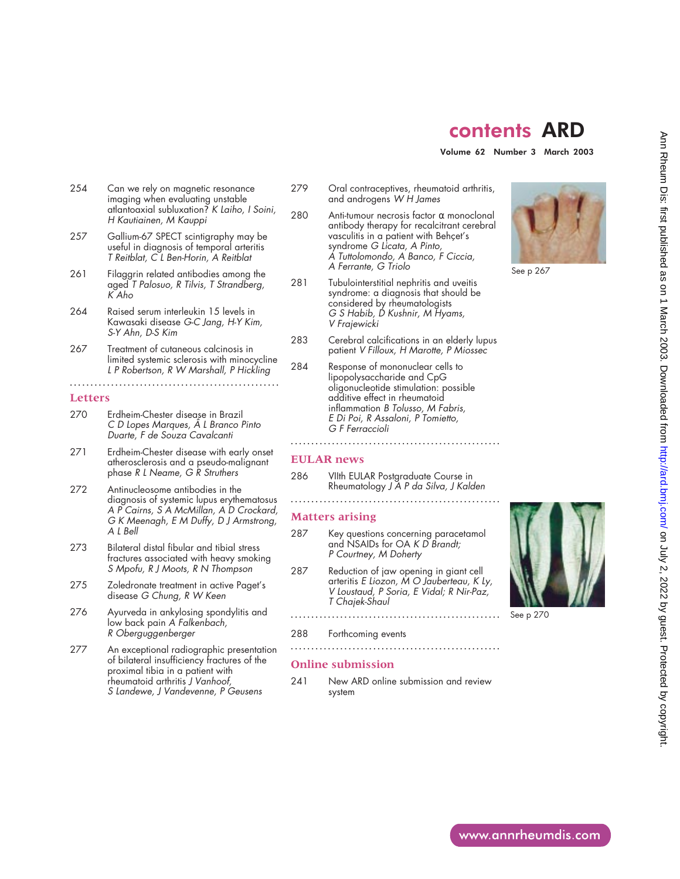# contents ARD

254 Can we rely on magnetic resonance imaging when evaluating unstable atlantoaxial subluxation? *K Laiho, I Soini, H Kautiainen, M Kauppi*

257 Gallium-67 SPECT scintigraphy may be useful in diagnosis of temporal arteritis *T Reitblat, C L Ben-Horin, A Reitblat*

261 Filaggrin related antibodies among the aged *T Palosuo, R Tilvis, T Strandberg, K Aho*

264 Raised serum interleukin 15 levels in Kawasaki disease *G-C Jang, H-Y Kim, S-Y Ahn, D-S Kim*

267 Treatment of cutaneous calcinosis in limited systemic sclerosis with minocycline *L P Robertson, R W Marshall, P Hickling*

## Letters

270 Erdheim-Chester disease in Brazil *C D Lopes Marques, Â L Branco Pinto Duarte, F de Souza Cavalcanti*

271 Erdheim-Chester disease with early onset atherosclerosis and a pseudo-malignant phase *R L Neame, G R Struthers*

272 Antinucleosome antibodies in the diagnosis of systemic lupus erythematosus *A P Cairns, S A McMillan, A D Crockard, G K Meenagh, E M Duffy, D J Armstrong, A L Bell*

273 Bilateral distal fibular and tibial stress fractures associated with heavy smoking *S Mpofu, R J Moots, R N Thompson*

275 Zoledronate treatment in active Paget's disease *G Chung, R W Keen*

276 Ayurveda in ankylosing spondylitis and low back pain *A Falkenbach, R Oberguggenberger*

277 An exceptional radiographic presentation of bilateral insufficiency fractures of the proximal tibia in a patient with rheumatoid arthritis *J Vanhoof, S Landewe, J Vandevenne, P Geusens*

279 Oral contraceptives, rheumatoid arthritis, and androgens *W H James*

280 Anti-tumour necrosis factor α monoclonal antibody therapy for recalcitrant cerebral vasculitis in a patient with Behçet's syndrome *G Licata, A Pinto, A Tuttolomondo, A Banco, F Ciccia, A Ferrante, G Triolo*

281 Tubulointerstitial nephritis and uveitis syndrome: a diagnosis that should be considered by rheumatologists *G S Habib, D Kushnir, M Hyams, V Frajewicki*

283 Cerebral calcifications in an elderly lupus patient *V Filloux, H Marotte, P Miossec*

284 Response of mononuclear cells to lipopolysaccharide and CpG oligonucleotide stimulation: possible additive effect in rheumatoid inflammation *B Tolusso, M Fabris, E Di Poi, R Assaloni, P Tomietto, G F Ferraccioli*

## EULAR news

286 VIIth EULAR Postgraduate Course in Rheumatology *J A P da Silva, J Kalden*

## Matters arising

287 Key questions concerning paracetamol and NSAIDs for OA *K D Brandt; P Courtney, M Doherty*

287 Reduction of jaw opening in giant cell arteritis *E Liozon, M O Jauberteau, K Ly, V Loustaud, P Soria, E Vidal; R Nir-Paz, T Chajek-Shaul*

288 Forthcoming events

## Online submission

241 New ARD online submission and review system

See p 267

See p 270